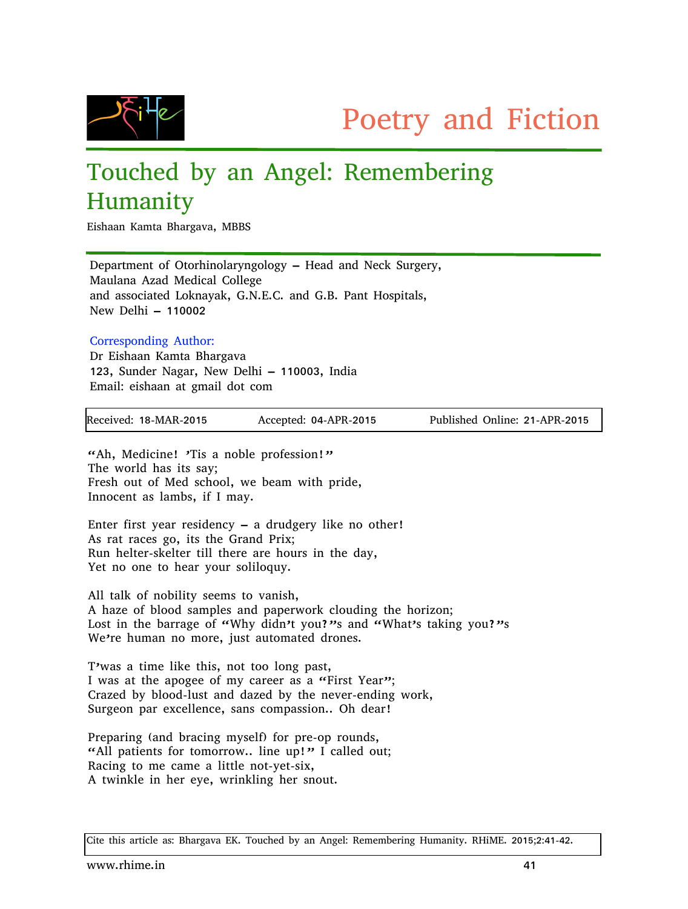Poetry and Fiction

# Touched by an Angel: Remembering Humanity

Eishaan Kamta Bhargava, MBBS

Department of Otorhinolaryngology – Head and Neck Surgery,
Maulana Azad Medical College
and associated Loknayak, G.N.E.C. and G.B. Pant Hospitals,
New Delhi – 110002

Corresponding Author:
Dr Eishaan Kamta Bhargava
123, Sunder Nagar, New Delhi – 110003, India
Email: eishaan at gmail dot com

| Received: 18-MAR-2015 | Accepted: 04-APR-2015 | Published Online: 21-APR-2015 |
|---|---|---|

"Ah, Medicine! 'Tis a noble profession!"
The world has its say;
Fresh out of Med school, we beam with pride,
Innocent as lambs, if I may.

Enter first year residency – a drudgery like no other!
As rat races go, its the Grand Prix;
Run helter-skelter till there are hours in the day,
Yet no one to hear your soliloquy.

All talk of nobility seems to vanish,
A haze of blood samples and paperwork clouding the horizon;
Lost in the barrage of "Why didn't you?"s and "What's taking you?"s
We're human no more, just automated drones.

T'was a time like this, not too long past,
I was at the apogee of my career as a "First Year";
Crazed by blood-lust and dazed by the never-ending work,
Surgeon par excellence, sans compassion.. Oh dear!

Preparing (and bracing myself) for pre-op rounds,
"All patients for tomorrow.. line up!" I called out;
Racing to me came a little not-yet-six,
A twinkle in her eye, wrinkling her snout.

Cite this article as: Bhargava EK. Touched by an Angel: Remembering Humanity. RHiME. 2015;2:41-42.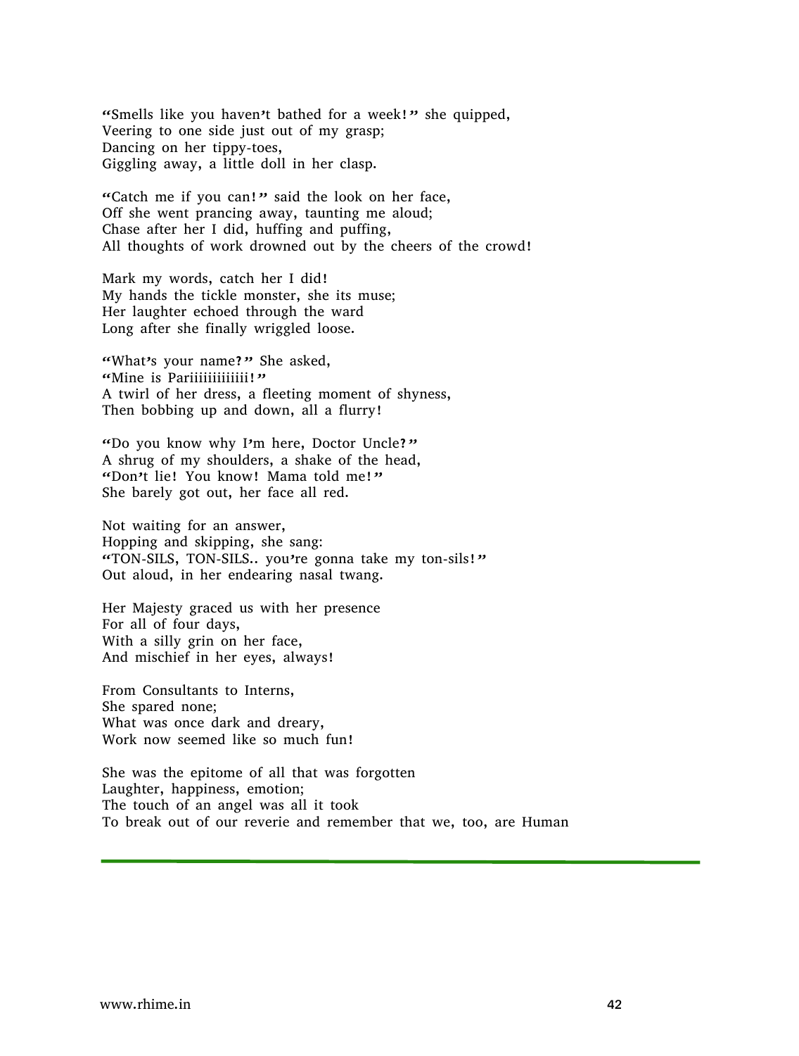"Smells like you haven't bathed for a week!" she quipped,  
Veering to one side just out of my grasp;  
Dancing on her tippy-toes,  
Giggling away, a little doll in her clasp.

"Catch me if you can!" said the look on her face,  
Off she went prancing away, taunting me aloud;  
Chase after her I did, huffing and puffing,  
All thoughts of work drowned out by the cheers of the crowd!

Mark my words, catch her I did!  
My hands the tickle monster, she its muse;  
Her laughter echoed through the ward  
Long after she finally wriggled loose.

"What's your name?" She asked,  
"Mine is Pariiiiiiiiiiiii!"  
A twirl of her dress, a fleeting moment of shyness,  
Then bobbing up and down, all a flurry!

"Do you know why I'm here, Doctor Uncle?"  
A shrug of my shoulders, a shake of the head,  
"Don't lie! You know! Mama told me!"  
She barely got out, her face all red.

Not waiting for an answer,  
Hopping and skipping, she sang:  
"TON-SILS, TON-SILS.. you're gonna take my ton-sils!"  
Out aloud, in her endearing nasal twang.

Her Majesty graced us with her presence  
For all of four days,  
With a silly grin on her face,  
And mischief in her eyes, always!

From Consultants to Interns,  
She spared none;  
What was once dark and dreary,  
Work now seemed like so much fun!

She was the epitome of all that was forgotten  
Laughter, happiness, emotion;  
The touch of an angel was all it took  
To break out of our reverie and remember that we, too, are Human